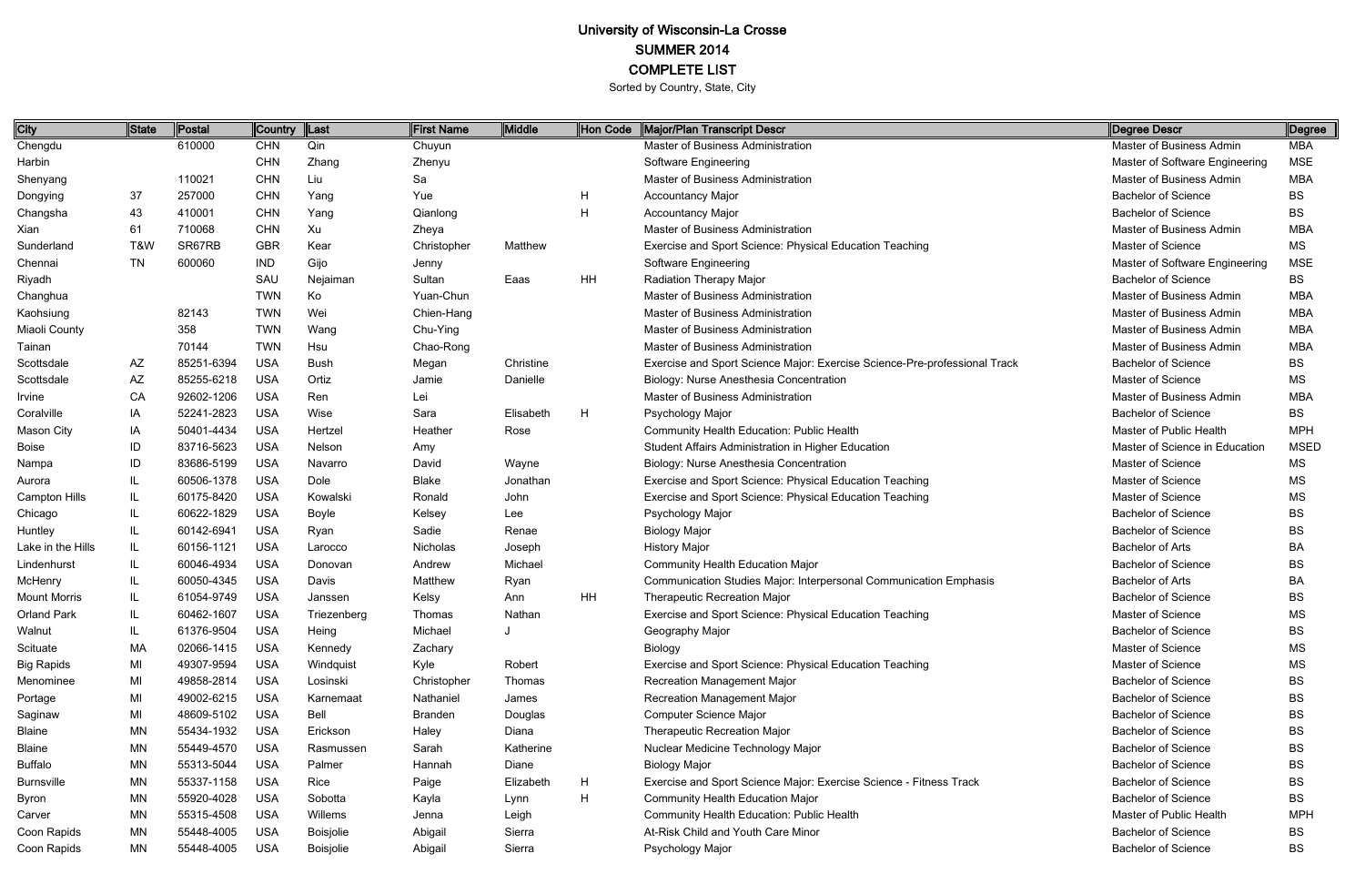# University of Wisconsin-La Crosse

## SUMMER 2014

## COMPLETE LIST

Sorted by Country, State, City

| City | State | Postal | Country | Last | First Name | Middle | Hon Code | Major/Plan Transcript Descr | Degree Descr | Degree |
|---|---|---|---|---|---|---|---|---|---|---|
| Chengdu | | 610000 | CHN | Qin | Chuyun | | | Master of Business Administration | Master of Business Admin | MBA |
| Harbin | | | CHN | Zhang | Zhenyu | | | Software Engineering | Master of Software Engineering | MSE |
| Shenyang | | 110021 | CHN | Liu | Sa | | | Master of Business Administration | Master of Business Admin | MBA |
| Dongying | 37 | 257000 | CHN | Yang | Yue | | H | Accountancy Major | Bachelor of Science | BS |
| Changsha | 43 | 410001 | CHN | Yang | Qianlong | | H | Accountancy Major | Bachelor of Science | BS |
| Xian | 61 | 710068 | CHN | Xu | Zheya | | | Master of Business Administration | Master of Business Admin | MBA |
| Sunderland | T&W | SR67RB | GBR | Kear | Christopher | Matthew | | Exercise and Sport Science: Physical Education Teaching | Master of Science | MS |
| Chennai | TN | 600060 | IND | Gijo | Jenny | | | Software Engineering | Master of Software Engineering | MSE |
| Riyadh | | | SAU | Nejaiman | Sultan | Eaas | HH | Radiation Therapy Major | Bachelor of Science | BS |
| Changhua | | | TWN | Ko | Yuan-Chun | | | Master of Business Administration | Master of Business Admin | MBA |
| Kaohsiung | | 82143 | TWN | Wei | Chien-Hang | | | Master of Business Administration | Master of Business Admin | MBA |
| Miaoli County | | 358 | TWN | Wang | Chu-Ying | | | Master of Business Administration | Master of Business Admin | MBA |
| Tainan | | 70144 | TWN | Hsu | Chao-Rong | | | Master of Business Administration | Master of Business Admin | MBA |
| Scottsdale | AZ | 85251-6394 | USA | Bush | Megan | Christine | | Exercise and Sport Science Major: Exercise Science-Pre-professional Track | Bachelor of Science | BS |
| Scottsdale | AZ | 85255-6218 | USA | Ortiz | Jamie | Danielle | | Biology: Nurse Anesthesia Concentration | Master of Science | MS |
| Irvine | CA | 92602-1206 | USA | Ren | Lei | | | Master of Business Administration | Master of Business Admin | MBA |
| Coralville | IA | 52241-2823 | USA | Wise | Sara | Elisabeth | H | Psychology Major | Bachelor of Science | BS |
| Mason City | IA | 50401-4434 | USA | Hertzel | Heather | Rose | | Community Health Education: Public Health | Master of Public Health | MPH |
| Boise | ID | 83716-5623 | USA | Nelson | Amy | | | Student Affairs Administration in Higher Education | Master of Science in Education | MSED |
| Nampa | ID | 83686-5199 | USA | Navarro | David | Wayne | | Biology: Nurse Anesthesia Concentration | Master of Science | MS |
| Aurora | IL | 60506-1378 | USA | Dole | Blake | Jonathan | | Exercise and Sport Science: Physical Education Teaching | Master of Science | MS |
| Campton Hills | IL | 60175-8420 | USA | Kowalski | Ronald | John | | Exercise and Sport Science: Physical Education Teaching | Master of Science | MS |
| Chicago | IL | 60622-1829 | USA | Boyle | Kelsey | Lee | | Psychology Major | Bachelor of Science | BS |
| Huntley | IL | 60142-6941 | USA | Ryan | Sadie | Renae | | Biology Major | Bachelor of Science | BS |
| Lake in the Hills | IL | 60156-1121 | USA | Larocco | Nicholas | Joseph | | History Major | Bachelor of Arts | BA |
| Lindenhurst | IL | 60046-4934 | USA | Donovan | Andrew | Michael | | Community Health Education Major | Bachelor of Science | BS |
| McHenry | IL | 60050-4345 | USA | Davis | Matthew | Ryan | | Communication Studies Major: Interpersonal Communication Emphasis | Bachelor of Arts | BA |
| Mount Morris | IL | 61054-9749 | USA | Janssen | Kelsy | Ann | HH | Therapeutic Recreation Major | Bachelor of Science | BS |
| Orland Park | IL | 60462-1607 | USA | Triezenberg | Thomas | Nathan | | Exercise and Sport Science: Physical Education Teaching | Master of Science | MS |
| Walnut | IL | 61376-9504 | USA | Heing | Michael | J | | Geography Major | Bachelor of Science | BS |
| Scituate | MA | 02066-1415 | USA | Kennedy | Zachary | | | Biology | Master of Science | MS |
| Big Rapids | MI | 49307-9594 | USA | Windquist | Kyle | Robert | | Exercise and Sport Science: Physical Education Teaching | Master of Science | MS |
| Menominee | MI | 49858-2814 | USA | Losinski | Christopher | Thomas | | Recreation Management Major | Bachelor of Science | BS |
| Portage | MI | 49002-6215 | USA | Karnemaat | Nathaniel | James | | Recreation Management Major | Bachelor of Science | BS |
| Saginaw | MI | 48609-5102 | USA | Bell | Branden | Douglas | | Computer Science Major | Bachelor of Science | BS |
| Blaine | MN | 55434-1932 | USA | Erickson | Haley | Diana | | Therapeutic Recreation Major | Bachelor of Science | BS |
| Blaine | MN | 55449-4570 | USA | Rasmussen | Sarah | Katherine | | Nuclear Medicine Technology Major | Bachelor of Science | BS |
| Buffalo | MN | 55313-5044 | USA | Palmer | Hannah | Diane | | Biology Major | Bachelor of Science | BS |
| Burnsville | MN | 55337-1158 | USA | Rice | Paige | Elizabeth | H | Exercise and Sport Science Major: Exercise Science - Fitness Track | Bachelor of Science | BS |
| Byron | MN | 55920-4028 | USA | Sobotta | Kayla | Lynn | H | Community Health Education Major | Bachelor of Science | BS |
| Carver | MN | 55315-4508 | USA | Willems | Jenna | Leigh | | Community Health Education: Public Health | Master of Public Health | MPH |
| Coon Rapids | MN | 55448-4005 | USA | Boisjolie | Abigail | Sierra | | At-Risk Child and Youth Care Minor | Bachelor of Science | BS |
| Coon Rapids | MN | 55448-4005 | USA | Boisjolie | Abigail | Sierra | | Psychology Major | Bachelor of Science | BS |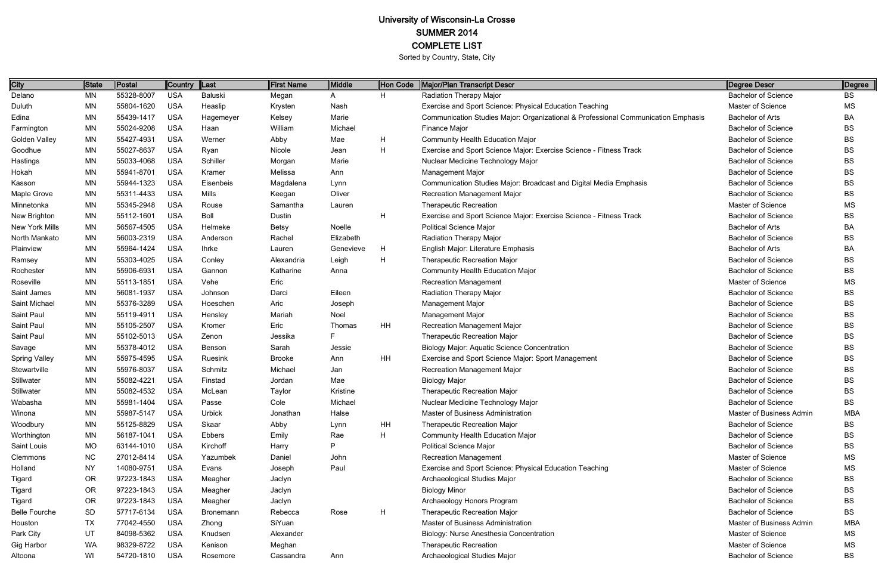# University of Wisconsin-La Crosse
## SUMMER 2014
## COMPLETE LIST

Sorted by Country, State, City

| City | State | Postal | Country | Last | First Name | Middle | Hon Code | Major/Plan Transcript Descr | Degree Descr | Degree |
|---|---|---|---|---|---|---|---|---|---|---|
| Delano | MN | 55328-8007 | USA | Baluski | Megan | A | H | Radiation Therapy Major | Bachelor of Science | BS |
| Duluth | MN | 55804-1620 | USA | Heaslip | Krysten | Nash | | Exercise and Sport Science: Physical Education Teaching | Master of Science | MS |
| Edina | MN | 55439-1417 | USA | Hagemeyer | Kelsey | Marie | | Communication Studies Major: Organizational & Professional Communication Emphasis | Bachelor of Arts | BA |
| Farmington | MN | 55024-9208 | USA | Haan | William | Michael | | Finance Major | Bachelor of Science | BS |
| Golden Valley | MN | 55427-4931 | USA | Werner | Abby | Mae | H | Community Health Education Major | Bachelor of Science | BS |
| Goodhue | MN | 55027-8637 | USA | Ryan | Nicole | Jean | H | Exercise and Sport Science Major: Exercise Science - Fitness Track | Bachelor of Science | BS |
| Hastings | MN | 55033-4068 | USA | Schiller | Morgan | Marie | | Nuclear Medicine Technology Major | Bachelor of Science | BS |
| Hokah | MN | 55941-8701 | USA | Kramer | Melissa | Ann | | Management Major | Bachelor of Science | BS |
| Kasson | MN | 55944-1323 | USA | Eisenbeis | Magdalena | Lynn | | Communication Studies Major: Broadcast and Digital Media Emphasis | Bachelor of Science | BS |
| Maple Grove | MN | 55311-4433 | USA | Mills | Keegan | Oliver | | Recreation Management Major | Bachelor of Science | BS |
| Minnetonka | MN | 55345-2948 | USA | Rouse | Samantha | Lauren | | Therapeutic Recreation | Master of Science | MS |
| New Brighton | MN | 55112-1601 | USA | Boll | Dustin | | H | Exercise and Sport Science Major: Exercise Science - Fitness Track | Bachelor of Science | BS |
| New York Mills | MN | 56567-4505 | USA | Helmeke | Betsy | Noelle | | Political Science Major | Bachelor of Arts | BA |
| North Mankato | MN | 56003-2319 | USA | Anderson | Rachel | Elizabeth | | Radiation Therapy Major | Bachelor of Science | BS |
| Plainview | MN | 55964-1424 | USA | Ihrke | Lauren | Genevieve | H | English Major: Literature Emphasis | Bachelor of Arts | BA |
| Ramsey | MN | 55303-4025 | USA | Conley | Alexandria | Leigh | H | Therapeutic Recreation Major | Bachelor of Science | BS |
| Rochester | MN | 55906-6931 | USA | Gannon | Katharine | Anna | | Community Health Education Major | Bachelor of Science | BS |
| Roseville | MN | 55113-1851 | USA | Vehe | Eric | | | Recreation Management | Master of Science | MS |
| Saint James | MN | 56081-1937 | USA | Johnson | Darci | Eileen | | Radiation Therapy Major | Bachelor of Science | BS |
| Saint Michael | MN | 55376-3289 | USA | Hoeschen | Aric | Joseph | | Management Major | Bachelor of Science | BS |
| Saint Paul | MN | 55119-4911 | USA | Hensley | Mariah | Noel | | Management Major | Bachelor of Science | BS |
| Saint Paul | MN | 55105-2507 | USA | Kromer | Eric | Thomas | HH | Recreation Management Major | Bachelor of Science | BS |
| Saint Paul | MN | 55102-5013 | USA | Zenon | Jessika | F | | Therapeutic Recreation Major | Bachelor of Science | BS |
| Savage | MN | 55378-4012 | USA | Benson | Sarah | Jessie | | Biology Major: Aquatic Science Concentration | Bachelor of Science | BS |
| Spring Valley | MN | 55975-4595 | USA | Ruesink | Brooke | Ann | HH | Exercise and Sport Science Major: Sport Management | Bachelor of Science | BS |
| Stewartville | MN | 55976-8037 | USA | Schmitz | Michael | Jan | | Recreation Management Major | Bachelor of Science | BS |
| Stillwater | MN | 55082-4221 | USA | Finstad | Jordan | Mae | | Biology Major | Bachelor of Science | BS |
| Stillwater | MN | 55082-4532 | USA | McLean | Taylor | Kristine | | Therapeutic Recreation Major | Bachelor of Science | BS |
| Wabasha | MN | 55981-1404 | USA | Passe | Cole | Michael | | Nuclear Medicine Technology Major | Bachelor of Science | BS |
| Winona | MN | 55987-5147 | USA | Urbick | Jonathan | Halse | | Master of Business Administration | Master of Business Admin | MBA |
| Woodbury | MN | 55125-8829 | USA | Skaar | Abby | Lynn | HH | Therapeutic Recreation Major | Bachelor of Science | BS |
| Worthington | MN | 56187-1041 | USA | Ebbers | Emily | Rae | H | Community Health Education Major | Bachelor of Science | BS |
| Saint Louis | MO | 63144-1010 | USA | Kirchoff | Harry | P | | Political Science Major | Bachelor of Science | BS |
| Clemmons | NC | 27012-8414 | USA | Yazumbek | Daniel | John | | Recreation Management | Master of Science | MS |
| Holland | NY | 14080-9751 | USA | Evans | Joseph | Paul | | Exercise and Sport Science: Physical Education Teaching | Master of Science | MS |
| Tigard | OR | 97223-1843 | USA | Meagher | Jaclyn | | | Archaeological Studies Major | Bachelor of Science | BS |
| Tigard | OR | 97223-1843 | USA | Meagher | Jaclyn | | | Biology Minor | Bachelor of Science | BS |
| Tigard | OR | 97223-1843 | USA | Meagher | Jaclyn | | | Archaeology Honors Program | Bachelor of Science | BS |
| Belle Fourche | SD | 57717-6134 | USA | Bronemann | Rebecca | Rose | H | Therapeutic Recreation Major | Bachelor of Science | BS |
| Houston | TX | 77042-4550 | USA | Zhong | SiYuan | | | Master of Business Administration | Master of Business Admin | MBA |
| Park City | UT | 84098-5362 | USA | Knudsen | Alexander | | | Biology: Nurse Anesthesia Concentration | Master of Science | MS |
| Gig Harbor | WA | 98329-8722 | USA | Kenison | Meghan | | | Therapeutic Recreation | Master of Science | MS |
| Altoona | WI | 54720-1810 | USA | Rosemore | Cassandra | Ann | | Archaeological Studies Major | Bachelor of Science | BS |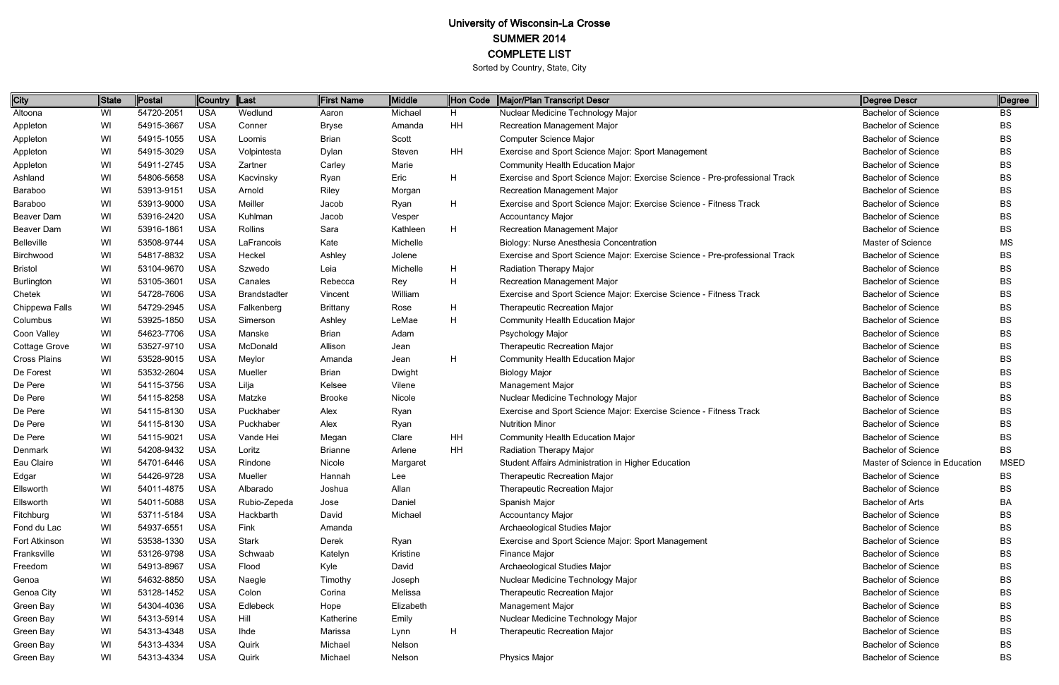# University of Wisconsin-La Crosse
## SUMMER 2014
## COMPLETE LIST

Sorted by Country, State, City

| City | State | Postal | Country | Last | First Name | Middle | Hon Code | Major/Plan Transcript Descr | Degree Descr | Degree |
|---|---|---|---|---|---|---|---|---|---|---|
| Altoona | WI | 54720-2051 | USA | Wedlund | Aaron | Michael | H | Nuclear Medicine Technology Major | Bachelor of Science | BS |
| Appleton | WI | 54915-3667 | USA | Conner | Bryse | Amanda | HH | Recreation Management Major | Bachelor of Science | BS |
| Appleton | WI | 54915-1055 | USA | Loomis | Brian | Scott | | Computer Science Major | Bachelor of Science | BS |
| Appleton | WI | 54915-3029 | USA | Volpintesta | Dylan | Steven | HH | Exercise and Sport Science Major: Sport Management | Bachelor of Science | BS |
| Appleton | WI | 54911-2745 | USA | Zartner | Carley | Marie | | Community Health Education Major | Bachelor of Science | BS |
| Ashland | WI | 54806-5658 | USA | Kacvinsky | Ryan | Eric | H | Exercise and Sport Science Major: Exercise Science - Pre-professional Track | Bachelor of Science | BS |
| Baraboo | WI | 53913-9151 | USA | Arnold | Riley | Morgan | | Recreation Management Major | Bachelor of Science | BS |
| Baraboo | WI | 53913-9000 | USA | Meiller | Jacob | Ryan | H | Exercise and Sport Science Major: Exercise Science - Fitness Track | Bachelor of Science | BS |
| Beaver Dam | WI | 53916-2420 | USA | Kuhlman | Jacob | Vesper | | Accountancy Major | Bachelor of Science | BS |
| Beaver Dam | WI | 53916-1861 | USA | Rollins | Sara | Kathleen | H | Recreation Management Major | Bachelor of Science | BS |
| Belleville | WI | 53508-9744 | USA | LaFrancois | Kate | Michelle | | Biology: Nurse Anesthesia Concentration | Master of Science | MS |
| Birchwood | WI | 54817-8832 | USA | Heckel | Ashley | Jolene | | Exercise and Sport Science Major: Exercise Science - Pre-professional Track | Bachelor of Science | BS |
| Bristol | WI | 53104-9670 | USA | Szwedo | Leia | Michelle | H | Radiation Therapy Major | Bachelor of Science | BS |
| Burlington | WI | 53105-3601 | USA | Canales | Rebecca | Rey | H | Recreation Management Major | Bachelor of Science | BS |
| Chetek | WI | 54728-7606 | USA | Brandstadter | Vincent | William | | Exercise and Sport Science Major: Exercise Science - Fitness Track | Bachelor of Science | BS |
| Chippewa Falls | WI | 54729-2945 | USA | Falkenberg | Brittany | Rose | H | Therapeutic Recreation Major | Bachelor of Science | BS |
| Columbus | WI | 53925-1850 | USA | Simerson | Ashley | LeMae | H | Community Health Education Major | Bachelor of Science | BS |
| Coon Valley | WI | 54623-7706 | USA | Manske | Brian | Adam | | Psychology Major | Bachelor of Science | BS |
| Cottage Grove | WI | 53527-9710 | USA | McDonald | Allison | Jean | | Therapeutic Recreation Major | Bachelor of Science | BS |
| Cross Plains | WI | 53528-9015 | USA | Meylor | Amanda | Jean | H | Community Health Education Major | Bachelor of Science | BS |
| De Forest | WI | 53532-2604 | USA | Mueller | Brian | Dwight | | Biology Major | Bachelor of Science | BS |
| De Pere | WI | 54115-3756 | USA | Lilja | Kelsee | Vilene | | Management Major | Bachelor of Science | BS |
| De Pere | WI | 54115-8258 | USA | Matzke | Brooke | Nicole | | Nuclear Medicine Technology Major | Bachelor of Science | BS |
| De Pere | WI | 54115-8130 | USA | Puckhaber | Alex | Ryan | | Exercise and Sport Science Major: Exercise Science - Fitness Track | Bachelor of Science | BS |
| De Pere | WI | 54115-8130 | USA | Puckhaber | Alex | Ryan | | Nutrition Minor | Bachelor of Science | BS |
| De Pere | WI | 54115-9021 | USA | Vande Hei | Megan | Clare | HH | Community Health Education Major | Bachelor of Science | BS |
| Denmark | WI | 54208-9432 | USA | Loritz | Brianne | Arlene | HH | Radiation Therapy Major | Bachelor of Science | BS |
| Eau Claire | WI | 54701-6446 | USA | Rindone | Nicole | Margaret | | Student Affairs Administration in Higher Education | Master of Science in Education | MSED |
| Edgar | WI | 54426-9728 | USA | Mueller | Hannah | Lee | | Therapeutic Recreation Major | Bachelor of Science | BS |
| Ellsworth | WI | 54011-4875 | USA | Albarado | Joshua | Allan | | Therapeutic Recreation Major | Bachelor of Science | BS |
| Ellsworth | WI | 54011-5088 | USA | Rubio-Zepeda | Jose | Daniel | | Spanish Major | Bachelor of Arts | BA |
| Fitchburg | WI | 53711-5184 | USA | Hackbarth | David | Michael | | Accountancy Major | Bachelor of Science | BS |
| Fond du Lac | WI | 54937-6551 | USA | Fink | Amanda | | | Archaeological Studies Major | Bachelor of Science | BS |
| Fort Atkinson | WI | 53538-1330 | USA | Stark | Derek | Ryan | | Exercise and Sport Science Major: Sport Management | Bachelor of Science | BS |
| Franksville | WI | 53126-9798 | USA | Schwaab | Katelyn | Kristine | | Finance Major | Bachelor of Science | BS |
| Freedom | WI | 54913-8967 | USA | Flood | Kyle | David | | Archaeological Studies Major | Bachelor of Science | BS |
| Genoa | WI | 54632-8850 | USA | Naegle | Timothy | Joseph | | Nuclear Medicine Technology Major | Bachelor of Science | BS |
| Genoa City | WI | 53128-1452 | USA | Colon | Corina | Melissa | | Therapeutic Recreation Major | Bachelor of Science | BS |
| Green Bay | WI | 54304-4036 | USA | Edlebeck | Hope | Elizabeth | | Management Major | Bachelor of Science | BS |
| Green Bay | WI | 54313-5914 | USA | Hill | Katherine | Emily | | Nuclear Medicine Technology Major | Bachelor of Science | BS |
| Green Bay | WI | 54313-4348 | USA | Ihde | Marissa | Lynn | H | Therapeutic Recreation Major | Bachelor of Science | BS |
| Green Bay | WI | 54313-4334 | USA | Quirk | Michael | Nelson | | | Bachelor of Science | BS |
| Green Bay | WI | 54313-4334 | USA | Quirk | Michael | Nelson | | Physics Major | Bachelor of Science | BS |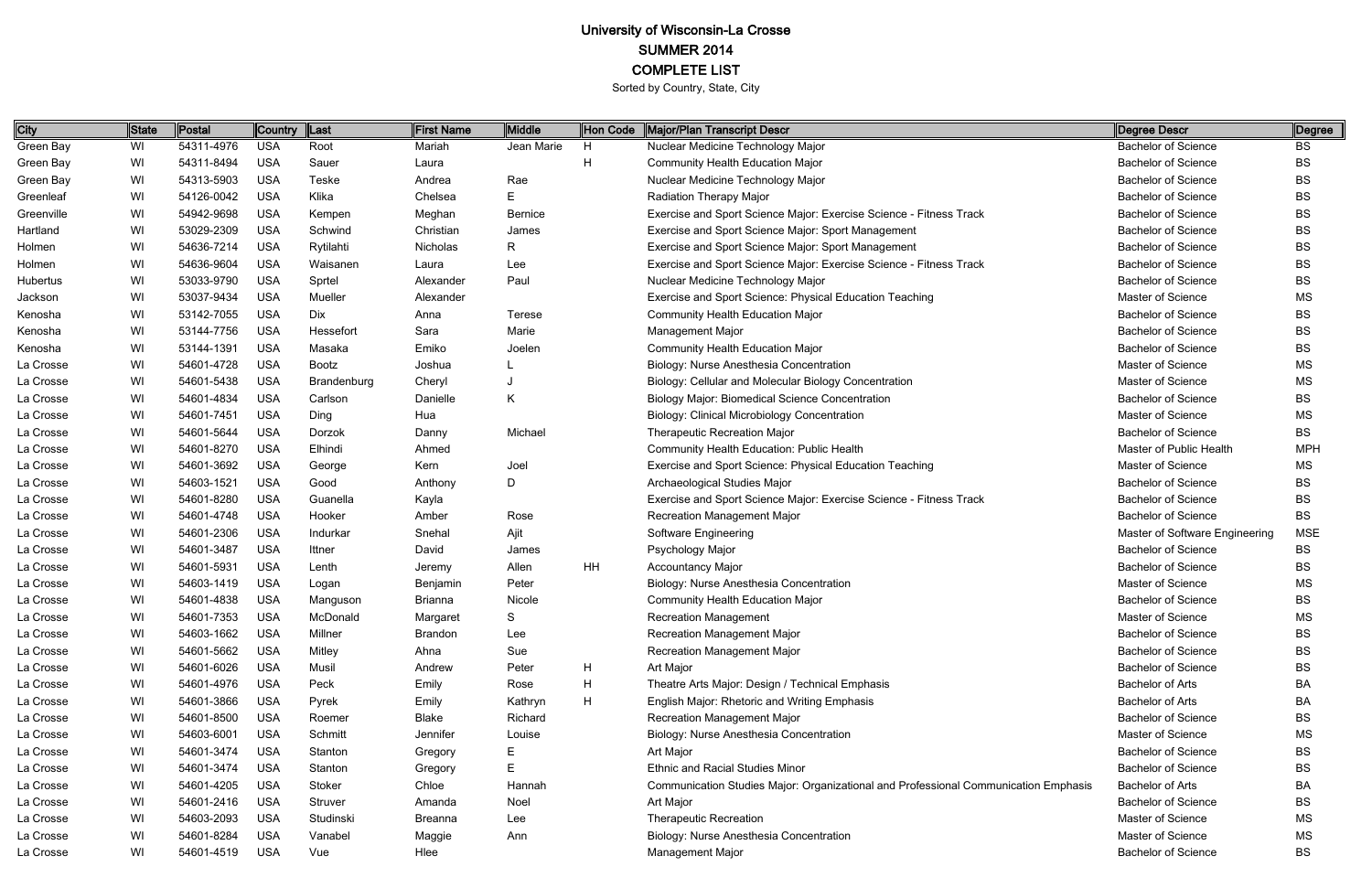# University of Wisconsin-La Crosse
## SUMMER 2014
## COMPLETE LIST
Sorted by Country, State, City

| City | State | Postal | Country | Last | First Name | Middle | Hon Code | Major/Plan Transcript Descr | Degree Descr | Degree |
|---|---|---|---|---|---|---|---|---|---|---|
| Green Bay | WI | 54311-4976 | USA | Root | Mariah | Jean Marie | H | Nuclear Medicine Technology Major | Bachelor of Science | BS |
| Green Bay | WI | 54311-8494 | USA | Sauer | Laura | | H | Community Health Education Major | Bachelor of Science | BS |
| Green Bay | WI | 54313-5903 | USA | Teske | Andrea | Rae | | Nuclear Medicine Technology Major | Bachelor of Science | BS |
| Greenleaf | WI | 54126-0042 | USA | Klika | Chelsea | E | | Radiation Therapy Major | Bachelor of Science | BS |
| Greenville | WI | 54942-9698 | USA | Kempen | Meghan | Bernice | | Exercise and Sport Science Major: Exercise Science - Fitness Track | Bachelor of Science | BS |
| Hartland | WI | 53029-2309 | USA | Schwind | Christian | James | | Exercise and Sport Science Major: Sport Management | Bachelor of Science | BS |
| Holmen | WI | 54636-7214 | USA | Rytilahti | Nicholas | R | | Exercise and Sport Science Major: Sport Management | Bachelor of Science | BS |
| Holmen | WI | 54636-9604 | USA | Waisanen | Laura | Lee | | Exercise and Sport Science Major: Exercise Science - Fitness Track | Bachelor of Science | BS |
| Hubertus | WI | 53033-9790 | USA | Sprtel | Alexander | Paul | | Nuclear Medicine Technology Major | Bachelor of Science | BS |
| Jackson | WI | 53037-9434 | USA | Mueller | Alexander | | | Exercise and Sport Science: Physical Education Teaching | Master of Science | MS |
| Kenosha | WI | 53142-7055 | USA | Dix | Anna | Terese | | Community Health Education Major | Bachelor of Science | BS |
| Kenosha | WI | 53144-7756 | USA | Hessefort | Sara | Marie | | Management Major | Bachelor of Science | BS |
| Kenosha | WI | 53144-1391 | USA | Masaka | Emiko | Joelen | | Community Health Education Major | Bachelor of Science | BS |
| La Crosse | WI | 54601-4728 | USA | Bootz | Joshua | L | | Biology: Nurse Anesthesia Concentration | Master of Science | MS |
| La Crosse | WI | 54601-5438 | USA | Brandenburg | Cheryl | J | | Biology: Cellular and Molecular Biology Concentration | Master of Science | MS |
| La Crosse | WI | 54601-4834 | USA | Carlson | Danielle | K | | Biology Major: Biomedical Science Concentration | Bachelor of Science | BS |
| La Crosse | WI | 54601-7451 | USA | Ding | Hua | | | Biology: Clinical Microbiology Concentration | Master of Science | MS |
| La Crosse | WI | 54601-5644 | USA | Dorzok | Danny | Michael | | Therapeutic Recreation Major | Bachelor of Science | BS |
| La Crosse | WI | 54601-8270 | USA | Elhindi | Ahmed | | | Community Health Education: Public Health | Master of Public Health | MPH |
| La Crosse | WI | 54601-3692 | USA | George | Kern | Joel | | Exercise and Sport Science: Physical Education Teaching | Master of Science | MS |
| La Crosse | WI | 54603-1521 | USA | Good | Anthony | D | | Archaeological Studies Major | Bachelor of Science | BS |
| La Crosse | WI | 54601-8280 | USA | Guanella | Kayla | | | Exercise and Sport Science Major: Exercise Science - Fitness Track | Bachelor of Science | BS |
| La Crosse | WI | 54601-4748 | USA | Hooker | Amber | Rose | | Recreation Management Major | Bachelor of Science | BS |
| La Crosse | WI | 54601-2306 | USA | Indurkar | Snehal | Ajit | | Software Engineering | Master of Software Engineering | MSE |
| La Crosse | WI | 54601-3487 | USA | Ittner | David | James | | Psychology Major | Bachelor of Science | BS |
| La Crosse | WI | 54601-5931 | USA | Lenth | Jeremy | Allen | HH | Accountancy Major | Bachelor of Science | BS |
| La Crosse | WI | 54603-1419 | USA | Logan | Benjamin | Peter | | Biology: Nurse Anesthesia Concentration | Master of Science | MS |
| La Crosse | WI | 54601-4838 | USA | Manguson | Brianna | Nicole | | Community Health Education Major | Bachelor of Science | BS |
| La Crosse | WI | 54601-7353 | USA | McDonald | Margaret | S | | Recreation Management | Master of Science | MS |
| La Crosse | WI | 54603-1662 | USA | Millner | Brandon | Lee | | Recreation Management Major | Bachelor of Science | BS |
| La Crosse | WI | 54601-5662 | USA | Mitley | Ahna | Sue | | Recreation Management Major | Bachelor of Science | BS |
| La Crosse | WI | 54601-6026 | USA | Musil | Andrew | Peter | H | Art Major | Bachelor of Science | BS |
| La Crosse | WI | 54601-4976 | USA | Peck | Emily | Rose | H | Theatre Arts Major: Design / Technical Emphasis | Bachelor of Arts | BA |
| La Crosse | WI | 54601-3866 | USA | Pyrek | Emily | Kathryn | H | English Major: Rhetoric and Writing Emphasis | Bachelor of Arts | BA |
| La Crosse | WI | 54601-8500 | USA | Roemer | Blake | Richard | | Recreation Management Major | Bachelor of Science | BS |
| La Crosse | WI | 54603-6001 | USA | Schmitt | Jennifer | Louise | | Biology: Nurse Anesthesia Concentration | Master of Science | MS |
| La Crosse | WI | 54601-3474 | USA | Stanton | Gregory | E | | Art Major | Bachelor of Science | BS |
| La Crosse | WI | 54601-3474 | USA | Stanton | Gregory | E | | Ethnic and Racial Studies Minor | Bachelor of Science | BS |
| La Crosse | WI | 54601-4205 | USA | Stoker | Chloe | Hannah | | Communication Studies Major: Organizational and Professional Communication Emphasis | Bachelor of Arts | BA |
| La Crosse | WI | 54601-2416 | USA | Struver | Amanda | Noel | | Art Major | Bachelor of Science | BS |
| La Crosse | WI | 54603-2093 | USA | Studinski | Breanna | Lee | | Therapeutic Recreation | Master of Science | MS |
| La Crosse | WI | 54601-8284 | USA | Vanabel | Maggie | Ann | | Biology: Nurse Anesthesia Concentration | Master of Science | MS |
| La Crosse | WI | 54601-4519 | USA | Vue | Hlee | | | Management Major | Bachelor of Science | BS |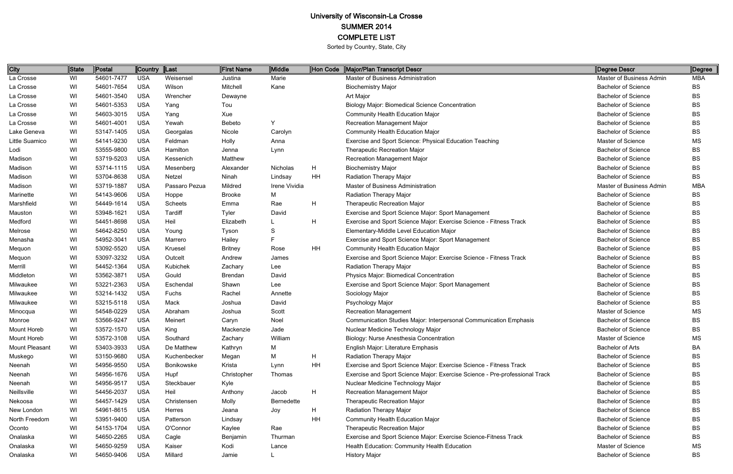# University of Wisconsin-La Crosse
## SUMMER 2014
## COMPLETE LIST
Sorted by Country, State, City

| City | State | Postal | Country | Last | First Name | Middle | Hon Code | Major/Plan Transcript Descr | Degree Descr | Degree |
|---|---|---|---|---|---|---|---|---|---|---|
| La Crosse | WI | 54601-7477 | USA | Weisensel | Justina | Marie | | Master of Business Administration | Master of Business Admin | MBA |
| La Crosse | WI | 54601-7654 | USA | Wilson | Mitchell | Kane | | Biochemistry Major | Bachelor of Science | BS |
| La Crosse | WI | 54601-3540 | USA | Wrencher | Dewayne | | | Art Major | Bachelor of Science | BS |
| La Crosse | WI | 54601-5353 | USA | Yang | Tou | | | Biology Major: Biomedical Science Concentration | Bachelor of Science | BS |
| La Crosse | WI | 54603-3015 | USA | Yang | Xue | | | Community Health Education Major | Bachelor of Science | BS |
| La Crosse | WI | 54601-4001 | USA | Yewah | Bebeto | Y | | Recreation Management Major | Bachelor of Science | BS |
| Lake Geneva | WI | 53147-1405 | USA | Georgalas | Nicole | Carolyn | | Community Health Education Major | Bachelor of Science | BS |
| Little Suamico | WI | 54141-9230 | USA | Feldman | Holly | Anna | | Exercise and Sport Science: Physical Education Teaching | Master of Science | MS |
| Lodi | WI | 53555-9800 | USA | Hamilton | Jenna | Lynn | | Therapeutic Recreation Major | Bachelor of Science | BS |
| Madison | WI | 53719-5203 | USA | Kessenich | Matthew | | | Recreation Management Major | Bachelor of Science | BS |
| Madison | WI | 53714-1115 | USA | Mesenberg | Alexander | Nicholas | H | Biochemistry Major | Bachelor of Science | BS |
| Madison | WI | 53704-8638 | USA | Netzel | Ninah | Lindsay | HH | Radiation Therapy Major | Bachelor of Science | BS |
| Madison | WI | 53719-1887 | USA | Passaro Pezua | Mildred | Irene Vividia | | Master of Business Administration | Master of Business Admin | MBA |
| Marinette | WI | 54143-9606 | USA | Hoppe | Brooke | M | | Radiation Therapy Major | Bachelor of Science | BS |
| Marshfield | WI | 54449-1614 | USA | Scheets | Emma | Rae | H | Therapeutic Recreation Major | Bachelor of Science | BS |
| Mauston | WI | 53948-1621 | USA | Tardiff | Tyler | David | | Exercise and Sport Science Major: Sport Management | Bachelor of Science | BS |
| Medford | WI | 54451-8698 | USA | Heil | Elizabeth | L | H | Exercise and Sport Science Major: Exercise Science - Fitness Track | Bachelor of Science | BS |
| Melrose | WI | 54642-8250 | USA | Young | Tyson | S | | Elementary-Middle Level Education Major | Bachelor of Science | BS |
| Menasha | WI | 54952-3041 | USA | Marrero | Hailey | F | | Exercise and Sport Science Major: Sport Management | Bachelor of Science | BS |
| Mequon | WI | 53092-5520 | USA | Kruesel | Britney | Rose | HH | Community Health Education Major | Bachelor of Science | BS |
| Mequon | WI | 53097-3232 | USA | Outcelt | Andrew | James | | Exercise and Sport Science Major: Exercise Science - Fitness Track | Bachelor of Science | BS |
| Merrill | WI | 54452-1364 | USA | Kubichek | Zachary | Lee | | Radiation Therapy Major | Bachelor of Science | BS |
| Middleton | WI | 53562-3871 | USA | Gould | Brendan | David | | Physics Major: Biomedical Concentration | Bachelor of Science | BS |
| Milwaukee | WI | 53221-2363 | USA | Eschendal | Shawn | Lee | | Exercise and Sport Science Major: Sport Management | Bachelor of Science | BS |
| Milwaukee | WI | 53214-1432 | USA | Fuchs | Rachel | Annette | | Sociology Major | Bachelor of Science | BS |
| Milwaukee | WI | 53215-5118 | USA | Mack | Joshua | David | | Psychology Major | Bachelor of Science | BS |
| Minocqua | WI | 54548-0229 | USA | Abraham | Joshua | Scott | | Recreation Management | Master of Science | MS |
| Monroe | WI | 53566-9247 | USA | Meinert | Caryn | Noel | | Communication Studies Major: Interpersonal Communication Emphasis | Bachelor of Science | BS |
| Mount Horeb | WI | 53572-1570 | USA | King | Mackenzie | Jade | | Nuclear Medicine Technology Major | Bachelor of Science | BS |
| Mount Horeb | WI | 53572-3108 | USA | Southard | Zachary | William | | Biology: Nurse Anesthesia Concentration | Master of Science | MS |
| Mount Pleasant | WI | 53403-3933 | USA | De Matthew | Kathryn | M | | English Major: Literature Emphasis | Bachelor of Arts | BA |
| Muskego | WI | 53150-9680 | USA | Kuchenbecker | Megan | M | H | Radiation Therapy Major | Bachelor of Science | BS |
| Neenah | WI | 54956-9550 | USA | Bonikowske | Krista | Lynn | HH | Exercise and Sport Science Major: Exercise Science - Fitness Track | Bachelor of Science | BS |
| Neenah | WI | 54956-1676 | USA | Hupf | Christopher | Thomas | | Exercise and Sport Science Major: Exercise Science - Pre-professional Track | Bachelor of Science | BS |
| Neenah | WI | 54956-9517 | USA | Steckbauer | Kyle | | | Nuclear Medicine Technology Major | Bachelor of Science | BS |
| Neillsville | WI | 54456-2037 | USA | Heil | Anthony | Jacob | H | Recreation Management Major | Bachelor of Science | BS |
| Nekoosa | WI | 54457-1429 | USA | Christensen | Molly | Bernedette | | Therapeutic Recreation Major | Bachelor of Science | BS |
| New London | WI | 54961-8615 | USA | Herres | Jeana | Joy | H | Radiation Therapy Major | Bachelor of Science | BS |
| North Freedom | WI | 53951-9400 | USA | Patterson | Lindsay | | HH | Community Health Education Major | Bachelor of Science | BS |
| Oconto | WI | 54153-1704 | USA | O'Connor | Kaylee | Rae | | Therapeutic Recreation Major | Bachelor of Science | BS |
| Onalaska | WI | 54650-2265 | USA | Cagle | Benjamin | Thurman | | Exercise and Sport Science Major: Exercise Science-Fitness Track | Bachelor of Science | BS |
| Onalaska | WI | 54650-9259 | USA | Kaiser | Kodi | Lance | | Health Education: Community Health Education | Master of Science | MS |
| Onalaska | WI | 54650-9406 | USA | Millard | Jamie | L | | History Major | Bachelor of Science | BS |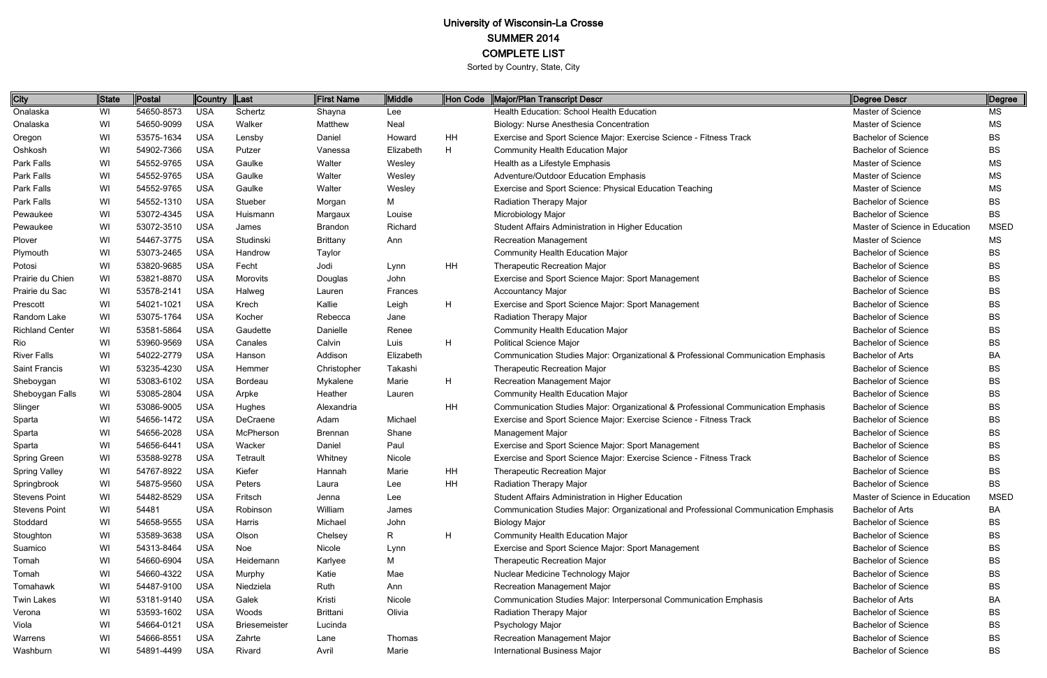# University of Wisconsin-La Crosse
## SUMMER 2014
## COMPLETE LIST
Sorted by Country, State, City

| City | State | Postal | Country | Last | First Name | Middle | Hon Code | Major/Plan Transcript Descr | Degree Descr | Degree |
|---|---|---|---|---|---|---|---|---|---|---|
| Onalaska | WI | 54650-8573 | USA | Schertz | Shayna | Lee | | Health Education: School Health Education | Master of Science | MS |
| Onalaska | WI | 54650-9099 | USA | Walker | Matthew | Neal | | Biology: Nurse Anesthesia Concentration | Master of Science | MS |
| Oregon | WI | 53575-1634 | USA | Lensby | Daniel | Howard | HH | Exercise and Sport Science Major: Exercise Science - Fitness Track | Bachelor of Science | BS |
| Oshkosh | WI | 54902-7366 | USA | Putzer | Vanessa | Elizabeth | H | Community Health Education Major | Bachelor of Science | BS |
| Park Falls | WI | 54552-9765 | USA | Gaulke | Walter | Wesley | | Health as a Lifestyle Emphasis | Master of Science | MS |
| Park Falls | WI | 54552-9765 | USA | Gaulke | Walter | Wesley | | Adventure/Outdoor Education Emphasis | Master of Science | MS |
| Park Falls | WI | 54552-9765 | USA | Gaulke | Walter | Wesley | | Exercise and Sport Science: Physical Education Teaching | Master of Science | MS |
| Park Falls | WI | 54552-1310 | USA | Stueber | Morgan | M | | Radiation Therapy Major | Bachelor of Science | BS |
| Pewaukee | WI | 53072-4345 | USA | Huismann | Margaux | Louise | | Microbiology Major | Bachelor of Science | BS |
| Pewaukee | WI | 53072-3510 | USA | James | Brandon | Richard | | Student Affairs Administration in Higher Education | Master of Science in Education | MSED |
| Plover | WI | 54467-3775 | USA | Studinski | Brittany | Ann | | Recreation Management | Master of Science | MS |
| Plymouth | WI | 53073-2465 | USA | Handrow | Taylor | | | Community Health Education Major | Bachelor of Science | BS |
| Potosi | WI | 53820-9685 | USA | Fecht | Jodi | Lynn | HH | Therapeutic Recreation Major | Bachelor of Science | BS |
| Prairie du Chien | WI | 53821-8870 | USA | Morovits | Douglas | John | | Exercise and Sport Science Major: Sport Management | Bachelor of Science | BS |
| Prairie du Sac | WI | 53578-2141 | USA | Halweg | Lauren | Frances | | Accountancy Major | Bachelor of Science | BS |
| Prescott | WI | 54021-1021 | USA | Krech | Kallie | Leigh | H | Exercise and Sport Science Major: Sport Management | Bachelor of Science | BS |
| Random Lake | WI | 53075-1764 | USA | Kocher | Rebecca | Jane | | Radiation Therapy Major | Bachelor of Science | BS |
| Richland Center | WI | 53581-5864 | USA | Gaudette | Danielle | Renee | | Community Health Education Major | Bachelor of Science | BS |
| Rio | WI | 53960-9569 | USA | Canales | Calvin | Luis | H | Political Science Major | Bachelor of Science | BS |
| River Falls | WI | 54022-2779 | USA | Hanson | Addison | Elizabeth | | Communication Studies Major: Organizational & Professional Communication Emphasis | Bachelor of Arts | BA |
| Saint Francis | WI | 53235-4230 | USA | Hemmer | Christopher | Takashi | | Therapeutic Recreation Major | Bachelor of Science | BS |
| Sheboygan | WI | 53083-6102 | USA | Bordeau | Mykalene | Marie | H | Recreation Management Major | Bachelor of Science | BS |
| Sheboygan Falls | WI | 53085-2804 | USA | Arpke | Heather | Lauren | | Community Health Education Major | Bachelor of Science | BS |
| Slinger | WI | 53086-9005 | USA | Hughes | Alexandria | | HH | Communication Studies Major: Organizational & Professional Communication Emphasis | Bachelor of Science | BS |
| Sparta | WI | 54656-1472 | USA | DeCraene | Adam | Michael | | Exercise and Sport Science Major: Exercise Science - Fitness Track | Bachelor of Science | BS |
| Sparta | WI | 54656-2028 | USA | McPherson | Brennan | Shane | | Management Major | Bachelor of Science | BS |
| Sparta | WI | 54656-6441 | USA | Wacker | Daniel | Paul | | Exercise and Sport Science Major: Sport Management | Bachelor of Science | BS |
| Spring Green | WI | 53588-9278 | USA | Tetrault | Whitney | Nicole | | Exercise and Sport Science Major: Exercise Science - Fitness Track | Bachelor of Science | BS |
| Spring Valley | WI | 54767-8922 | USA | Kiefer | Hannah | Marie | HH | Therapeutic Recreation Major | Bachelor of Science | BS |
| Springbrook | WI | 54875-9560 | USA | Peters | Laura | Lee | HH | Radiation Therapy Major | Bachelor of Science | BS |
| Stevens Point | WI | 54482-8529 | USA | Fritsch | Jenna | Lee | | Student Affairs Administration in Higher Education | Master of Science in Education | MSED |
| Stevens Point | WI | 54481 | USA | Robinson | William | James | | Communication Studies Major: Organizational and Professional Communication Emphasis | Bachelor of Arts | BA |
| Stoddard | WI | 54658-9555 | USA | Harris | Michael | John | | Biology Major | Bachelor of Science | BS |
| Stoughton | WI | 53589-3638 | USA | Olson | Chelsey | R | H | Community Health Education Major | Bachelor of Science | BS |
| Suamico | WI | 54313-8464 | USA | Noe | Nicole | Lynn | | Exercise and Sport Science Major: Sport Management | Bachelor of Science | BS |
| Tomah | WI | 54660-6904 | USA | Heidemann | Karlyee | M | | Therapeutic Recreation Major | Bachelor of Science | BS |
| Tomah | WI | 54660-4322 | USA | Murphy | Katie | Mae | | Nuclear Medicine Technology Major | Bachelor of Science | BS |
| Tomahawk | WI | 54487-9100 | USA | Niedziela | Ruth | Ann | | Recreation Management Major | Bachelor of Science | BS |
| Twin Lakes | WI | 53181-9140 | USA | Galek | Kristi | Nicole | | Communication Studies Major: Interpersonal Communication Emphasis | Bachelor of Arts | BA |
| Verona | WI | 53593-1602 | USA | Woods | Brittani | Olivia | | Radiation Therapy Major | Bachelor of Science | BS |
| Viola | WI | 54664-0121 | USA | Briesemeister | Lucinda | | | Psychology Major | Bachelor of Science | BS |
| Warrens | WI | 54666-8551 | USA | Zahrte | Lane | Thomas | | Recreation Management Major | Bachelor of Science | BS |
| Washburn | WI | 54891-4499 | USA | Rivard | Avril | Marie | | International Business Major | Bachelor of Science | BS |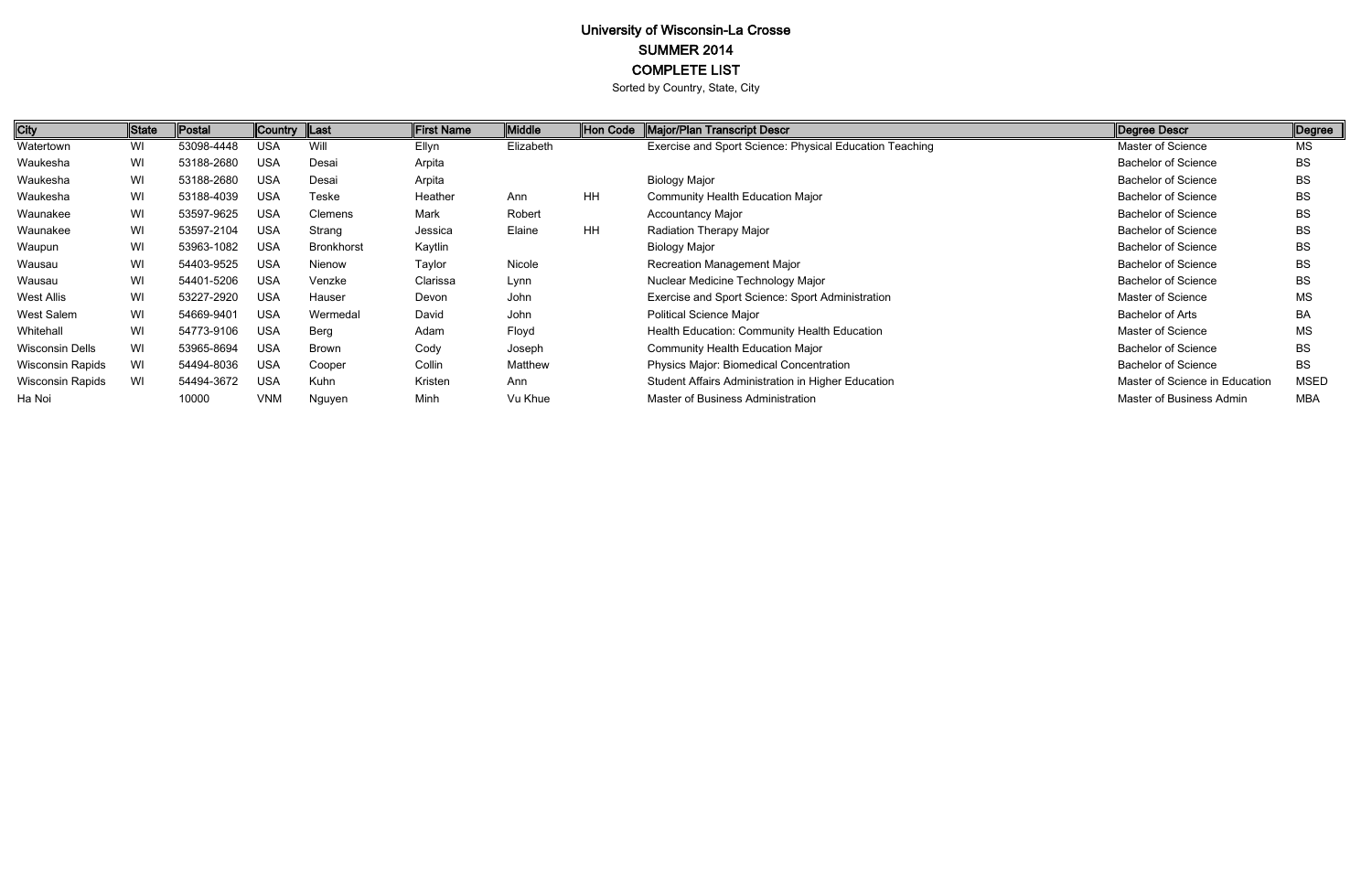# University of Wisconsin-La Crosse
## SUMMER 2014
## COMPLETE LIST

Sorted by Country, State, City

| City | State | Postal | Country | Last | First Name | Middle | Hon Code | Major/Plan Transcript Descr | Degree Descr | Degree |
|---|---|---|---|---|---|---|---|---|---|---|
| Watertown | WI | 53098-4448 | USA | Will | Ellyn | Elizabeth | | Exercise and Sport Science: Physical Education Teaching | Master of Science | MS |
| Waukesha | WI | 53188-2680 | USA | Desai | Arpita | | | | Bachelor of Science | BS |
| Waukesha | WI | 53188-2680 | USA | Desai | Arpita | | | Biology Major | Bachelor of Science | BS |
| Waukesha | WI | 53188-4039 | USA | Teske | Heather | Ann | HH | Community Health Education Major | Bachelor of Science | BS |
| Waunakee | WI | 53597-9625 | USA | Clemens | Mark | Robert | | Accountancy Major | Bachelor of Science | BS |
| Waunakee | WI | 53597-2104 | USA | Strang | Jessica | Elaine | HH | Radiation Therapy Major | Bachelor of Science | BS |
| Waupun | WI | 53963-1082 | USA | Bronkhorst | Kaytlin | | | Biology Major | Bachelor of Science | BS |
| Wausau | WI | 54403-9525 | USA | Nienow | Taylor | Nicole | | Recreation Management Major | Bachelor of Science | BS |
| Wausau | WI | 54401-5206 | USA | Venzke | Clarissa | Lynn | | Nuclear Medicine Technology Major | Bachelor of Science | BS |
| West Allis | WI | 53227-2920 | USA | Hauser | Devon | John | | Exercise and Sport Science: Sport Administration | Master of Science | MS |
| West Salem | WI | 54669-9401 | USA | Wermedal | David | John | | Political Science Major | Bachelor of Arts | BA |
| Whitehall | WI | 54773-9106 | USA | Berg | Adam | Floyd | | Health Education: Community Health Education | Master of Science | MS |
| Wisconsin Dells | WI | 53965-8694 | USA | Brown | Cody | Joseph | | Community Health Education Major | Bachelor of Science | BS |
| Wisconsin Rapids | WI | 54494-8036 | USA | Cooper | Collin | Matthew | | Physics Major: Biomedical Concentration | Bachelor of Science | BS |
| Wisconsin Rapids | WI | 54494-3672 | USA | Kuhn | Kristen | Ann | | Student Affairs Administration in Higher Education | Master of Science in Education | MSED |
| Ha Noi | | 10000 | VNM | Nguyen | Minh | Vu Khue | | Master of Business Administration | Master of Business Admin | MBA |